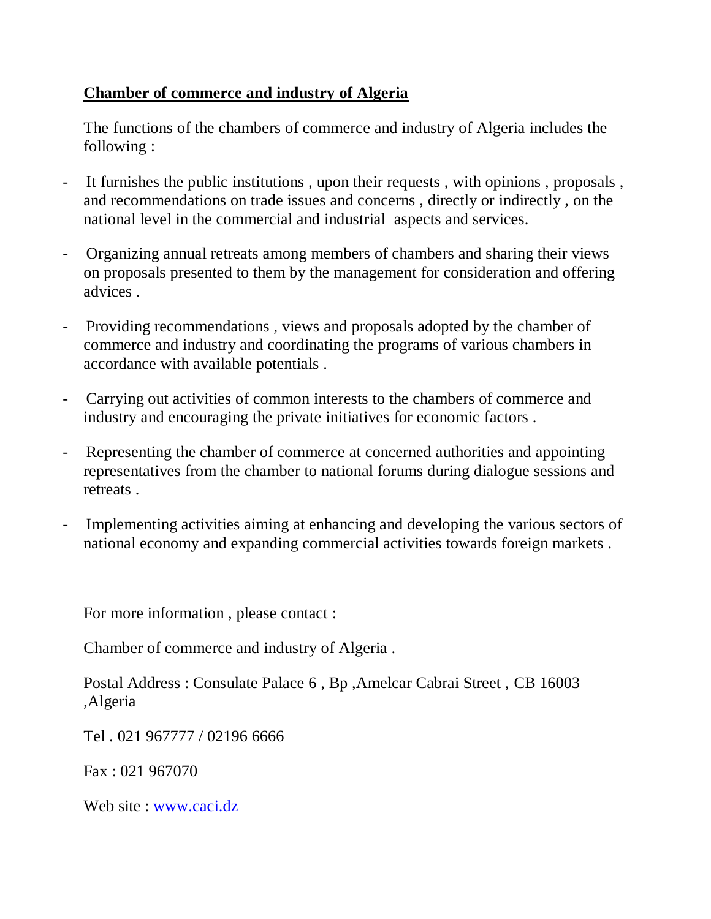## Chamber of commerce and industry of Algeria

The functions of the chambers of commerce and industry of Algeria includes the following :

- It furnishes the public institutions , upon their requests , with opinions , proposals , and recommendations on trade issues and concerns , directly or indirectly , on the national level in the commercial and industrial aspects and services.
- Organizing annual retreats among members of chambers and sharing their views on proposals presented to them by the management for consideration and offering advices .
- Providing recommendations , views and proposals adopted by the chamber of commerce and industry and coordinating the programs of various chambers in accordance with available potentials .
- Carrying out activities of common interests to the chambers of commerce and industry and encouraging the private initiatives for economic factors .
- Representing the chamber of commerce at concerned authorities and appointing representatives from the chamber to national forums during dialogue sessions and retreats .
- Implementing activities aiming at enhancing and developing the various sectors of national economy and expanding commercial activities towards foreign markets .

For more information , please contact :

Chamber of commerce and industry of Algeria .

Postal Address : Consulate Palace 6 , Bp ,Amelcar Cabrai Street , CB 16003 ,Algeria

Tel . 021 967777 / 02196 6666

Fax : 021 967070

Web site : www.caci.dz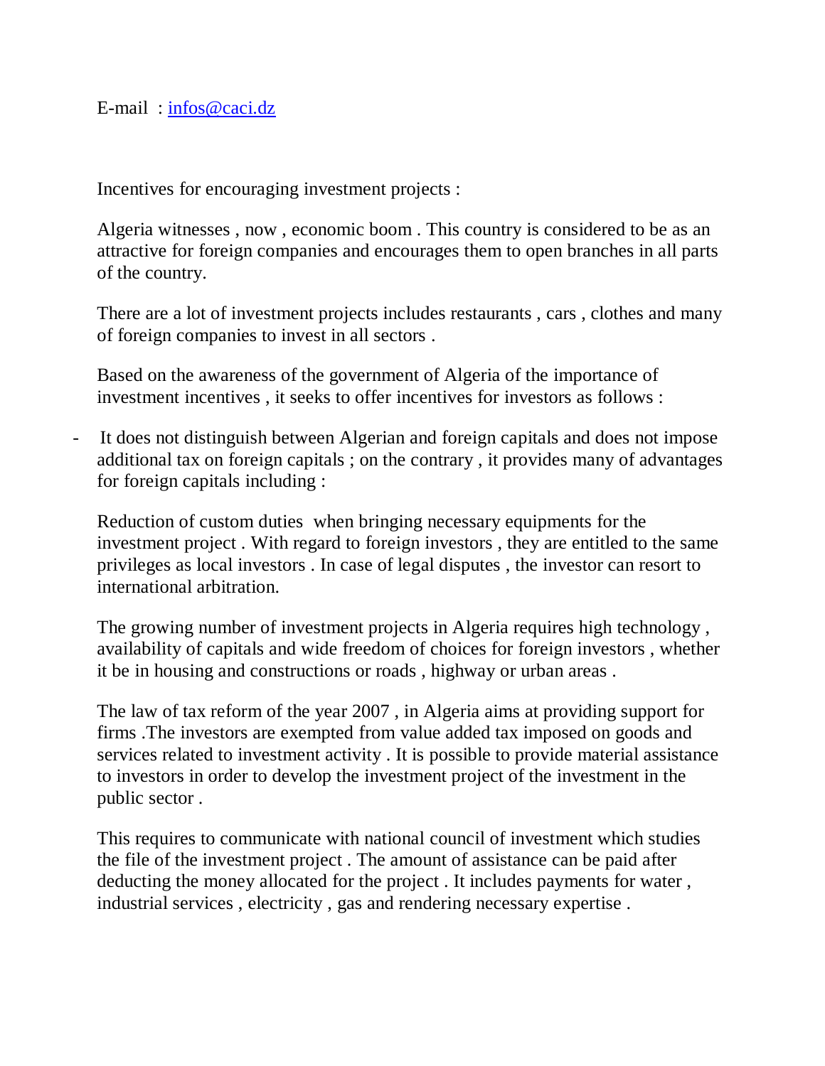E-mail : [infos@caci.dz](mailto:infos@caci.dz)

Incentives for encouraging investment projects :

Algeria witnesses , now , economic boom . This country is considered to be as an attractive for foreign companies and encourages them to open branches in all parts of the country.

There are a lot of investment projects includes restaurants , cars , clothes and many of foreign companies to invest in all sectors .

Based on the awareness of the government of Algeria of the importance of investment incentives , it seeks to offer incentives for investors as follows :

- It does not distinguish between Algerian and foreign capitals and does not impose additional tax on foreign capitals ; on the contrary , it provides many of advantages for foreign capitals including :

Reduction of custom duties when bringing necessary equipments for the investment project . With regard to foreign investors , they are entitled to the same privileges as local investors . In case of legal disputes , the investor can resort to international arbitration.

The growing number of investment projects in Algeria requires high technology , availability of capitals and wide freedom of choices for foreign investors , whether it be in housing and constructions or roads , highway or urban areas .

The law of tax reform of the year 2007 , in Algeria aims at providing support for firms .The investors are exempted from value added tax imposed on goods and services related to investment activity . It is possible to provide material assistance to investors in order to develop the investment project of the investment in the public sector .

This requires to communicate with national council of investment which studies the file of the investment project . The amount of assistance can be paid after deducting the money allocated for the project . It includes payments for water , industrial services , electricity , gas and rendering necessary expertise .